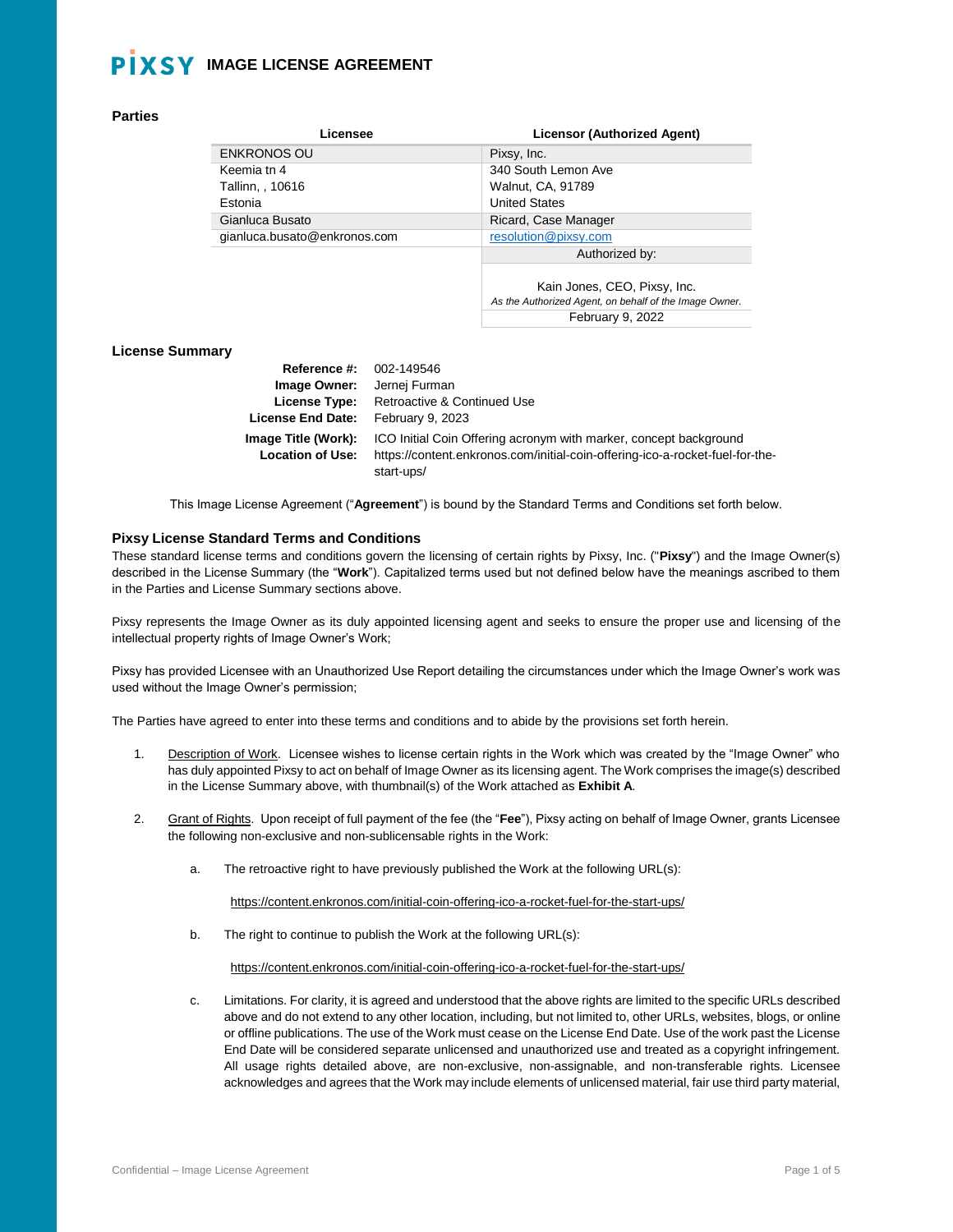# PIXSY IMAGE LICENSE AGREEMENT

## Parties

| Licensee | Licensor (Authorized Agent) |
|---|---|
| ENKRONOS OU | Pixsy, Inc. |
| Keemia tn 4 | 340 South Lemon Ave |
| Tallinn, , 10616 | Walnut, CA, 91789 |
| Estonia | United States |
| Gianluca Busato | Ricard, Case Manager |
| gianluca.busato@enkronos.com | resolution@pixsy.com |
| | Authorized by: |
| | Kain Jones, CEO, Pixsy, Inc. *As the Authorized Agent, on behalf of the Image Owner.* |
| | February 9, 2022 |

## License Summary

**Reference #:** 002-149546
**Image Owner:** Jernej Furman
**License Type:** Retroactive & Continued Use
**License End Date:** February 9, 2023
**Image Title (Work):** ICO Initial Coin Offering acronym with marker, concept background
**Location of Use:** https://content.enkronos.com/initial-coin-offering-ico-a-rocket-fuel-for-the-start-ups/

This Image License Agreement ("**Agreement**") is bound by the Standard Terms and Conditions set forth below.

### Pixsy License Standard Terms and Conditions

These standard license terms and conditions govern the licensing of certain rights by Pixsy, Inc. ("**Pixsy**") and the Image Owner(s) described in the License Summary (the "**Work**"). Capitalized terms used but not defined below have the meanings ascribed to them in the Parties and License Summary sections above.

Pixsy represents the Image Owner as its duly appointed licensing agent and seeks to ensure the proper use and licensing of the intellectual property rights of Image Owner's Work;

Pixsy has provided Licensee with an Unauthorized Use Report detailing the circumstances under which the Image Owner's work was used without the Image Owner's permission;

The Parties have agreed to enter into these terms and conditions and to abide by the provisions set forth herein.

1. Description of Work. Licensee wishes to license certain rights in the Work which was created by the "Image Owner" who has duly appointed Pixsy to act on behalf of Image Owner as its licensing agent. The Work comprises the image(s) described in the License Summary above, with thumbnail(s) of the Work attached as **Exhibit A**.

2. Grant of Rights. Upon receipt of full payment of the fee (the "**Fee**"), Pixsy acting on behalf of Image Owner, grants Licensee the following non-exclusive and non-sublicensable rights in the Work:

   a. The retroactive right to have previously published the Work at the following URL(s):

      https://content.enkronos.com/initial-coin-offering-ico-a-rocket-fuel-for-the-start-ups/

   b. The right to continue to publish the Work at the following URL(s):

      https://content.enkronos.com/initial-coin-offering-ico-a-rocket-fuel-for-the-start-ups/

   c. Limitations. For clarity, it is agreed and understood that the above rights are limited to the specific URLs described above and do not extend to any other location, including, but not limited to, other URLs, websites, blogs, or online or offline publications. The use of the Work must cease on the License End Date. Use of the work past the License End Date will be considered separate unlicensed and unauthorized use and treated as a copyright infringement. All usage rights detailed above, are non-exclusive, non-assignable, and non-transferable rights. Licensee acknowledges and agrees that the Work may include elements of unlicensed material, fair use third party material,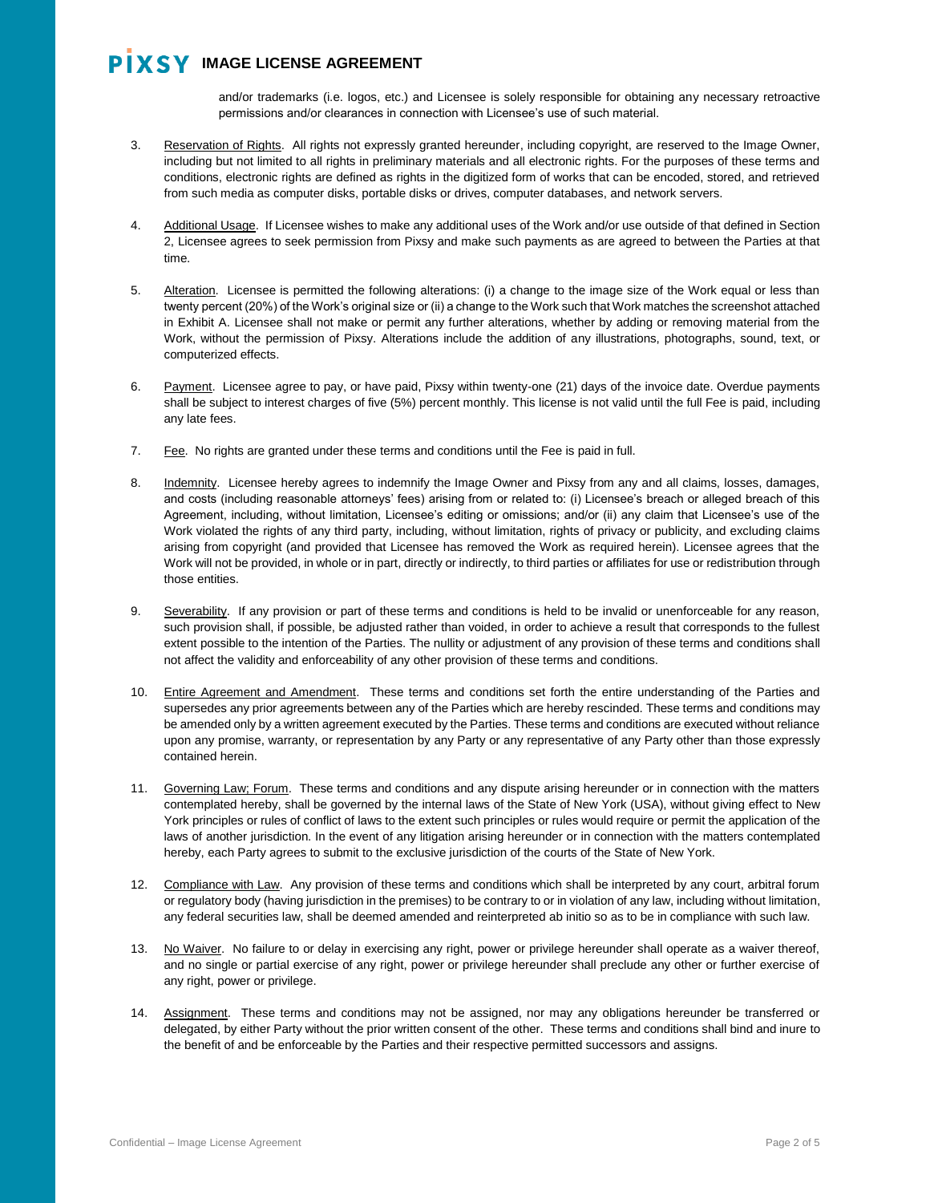and/or trademarks (i.e. logos, etc.) and Licensee is solely responsible for obtaining any necessary retroactive permissions and/or clearances in connection with Licensee's use of such material.

3. Reservation of Rights. All rights not expressly granted hereunder, including copyright, are reserved to the Image Owner, including but not limited to all rights in preliminary materials and all electronic rights. For the purposes of these terms and conditions, electronic rights are defined as rights in the digitized form of works that can be encoded, stored, and retrieved from such media as computer disks, portable disks or drives, computer databases, and network servers.

4. Additional Usage. If Licensee wishes to make any additional uses of the Work and/or use outside of that defined in Section 2, Licensee agrees to seek permission from Pixsy and make such payments as are agreed to between the Parties at that time.

5. Alteration. Licensee is permitted the following alterations: (i) a change to the image size of the Work equal or less than twenty percent (20%) of the Work's original size or (ii) a change to the Work such that Work matches the screenshot attached in Exhibit A. Licensee shall not make or permit any further alterations, whether by adding or removing material from the Work, without the permission of Pixsy. Alterations include the addition of any illustrations, photographs, sound, text, or computerized effects.

6. Payment. Licensee agree to pay, or have paid, Pixsy within twenty-one (21) days of the invoice date. Overdue payments shall be subject to interest charges of five (5%) percent monthly. This license is not valid until the full Fee is paid, including any late fees.

7. Fee. No rights are granted under these terms and conditions until the Fee is paid in full.

8. Indemnity. Licensee hereby agrees to indemnify the Image Owner and Pixsy from any and all claims, losses, damages, and costs (including reasonable attorneys' fees) arising from or related to: (i) Licensee's breach or alleged breach of this Agreement, including, without limitation, Licensee's editing or omissions; and/or (ii) any claim that Licensee's use of the Work violated the rights of any third party, including, without limitation, rights of privacy or publicity, and excluding claims arising from copyright (and provided that Licensee has removed the Work as required herein). Licensee agrees that the Work will not be provided, in whole or in part, directly or indirectly, to third parties or affiliates for use or redistribution through those entities.

9. Severability. If any provision or part of these terms and conditions is held to be invalid or unenforceable for any reason, such provision shall, if possible, be adjusted rather than voided, in order to achieve a result that corresponds to the fullest extent possible to the intention of the Parties. The nullity or adjustment of any provision of these terms and conditions shall not affect the validity and enforceability of any other provision of these terms and conditions.

10. Entire Agreement and Amendment. These terms and conditions set forth the entire understanding of the Parties and supersedes any prior agreements between any of the Parties which are hereby rescinded. These terms and conditions may be amended only by a written agreement executed by the Parties. These terms and conditions are executed without reliance upon any promise, warranty, or representation by any Party or any representative of any Party other than those expressly contained herein.

11. Governing Law; Forum. These terms and conditions and any dispute arising hereunder or in connection with the matters contemplated hereby, shall be governed by the internal laws of the State of New York (USA), without giving effect to New York principles or rules of conflict of laws to the extent such principles or rules would require or permit the application of the laws of another jurisdiction. In the event of any litigation arising hereunder or in connection with the matters contemplated hereby, each Party agrees to submit to the exclusive jurisdiction of the courts of the State of New York.

12. Compliance with Law. Any provision of these terms and conditions which shall be interpreted by any court, arbitral forum or regulatory body (having jurisdiction in the premises) to be contrary to or in violation of any law, including without limitation, any federal securities law, shall be deemed amended and reinterpreted ab initio so as to be in compliance with such law.

13. No Waiver. No failure to or delay in exercising any right, power or privilege hereunder shall operate as a waiver thereof, and no single or partial exercise of any right, power or privilege hereunder shall preclude any other or further exercise of any right, power or privilege.

14. Assignment. These terms and conditions may not be assigned, nor may any obligations hereunder be transferred or delegated, by either Party without the prior written consent of the other. These terms and conditions shall bind and inure to the benefit of and be enforceable by the Parties and their respective permitted successors and assigns.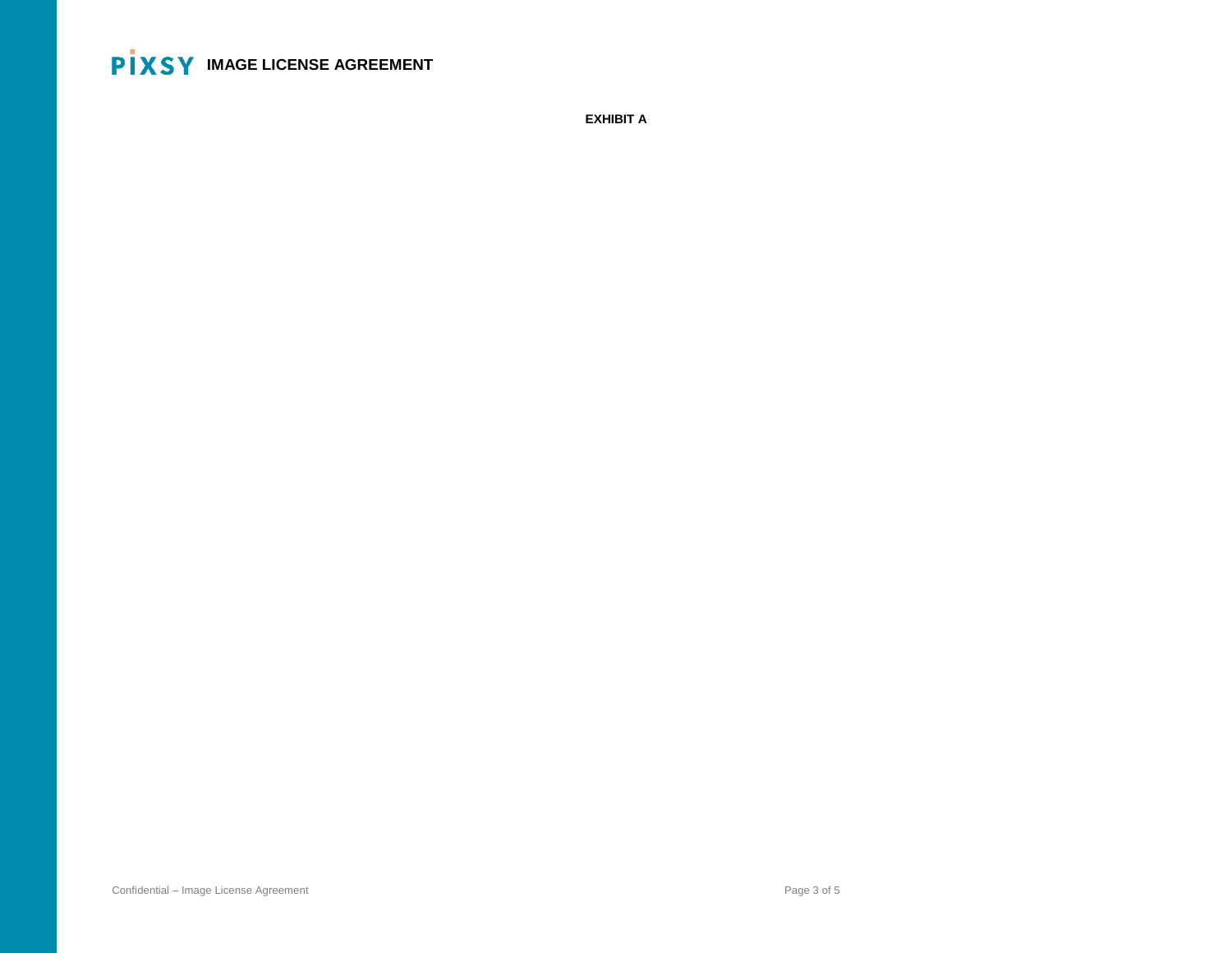**EXHIBIT A**